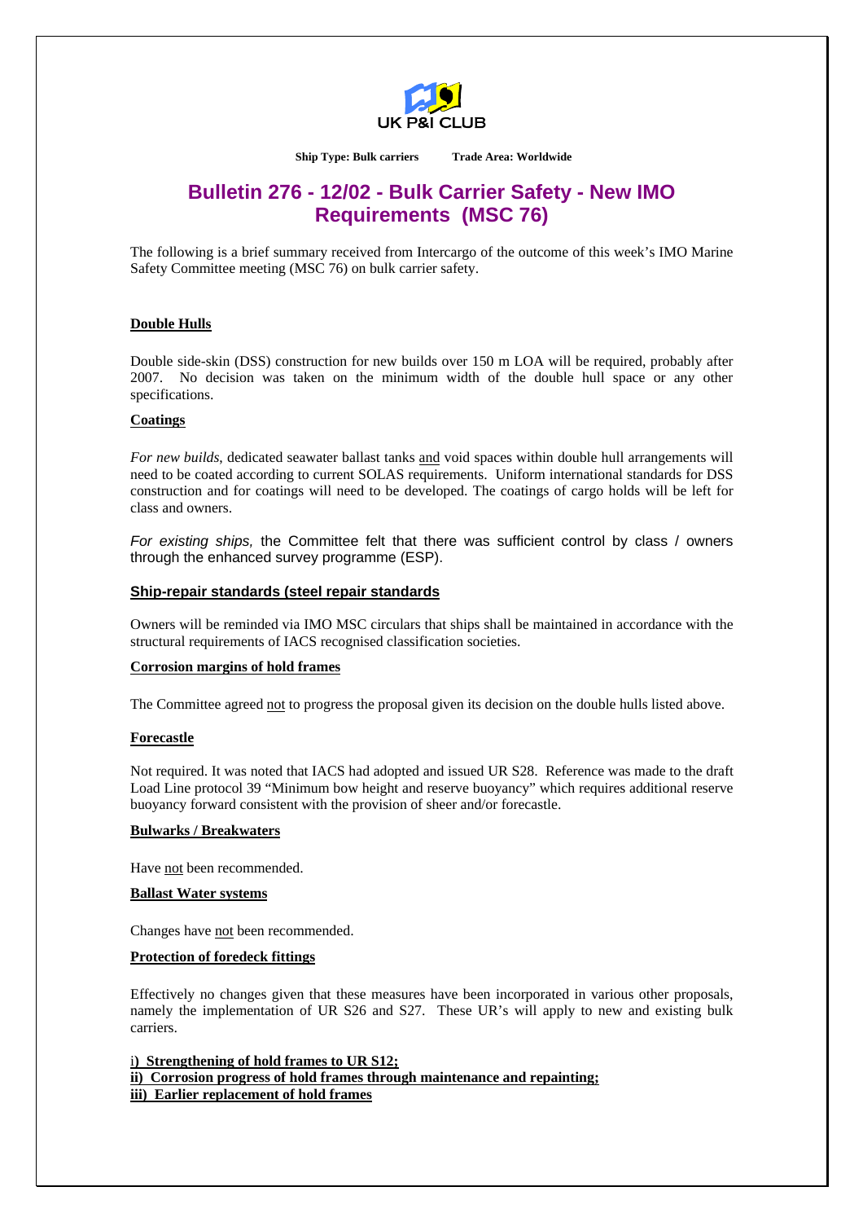UK P&I CLUB

**Ship Type: Bulk carriers** **Trade Area: Worldwide**

# Bulletin 276 - 12/02 - Bulk Carrier Safety - New IMO Requirements (MSC 76)

The following is a brief summary received from Intercargo of the outcome of this week's IMO Marine Safety Committee meeting (MSC 76) on bulk carrier safety.

**Double Hulls**

Double side-skin (DSS) construction for new builds over 150 m LOA will be required, probably after 2007. No decision was taken on the minimum width of the double hull space or any other specifications.

**Coatings**

*For new builds*, dedicated seawater ballast tanks and void spaces within double hull arrangements will need to be coated according to current SOLAS requirements. Uniform international standards for DSS construction and for coatings will need to be developed. The coatings of cargo holds will be left for class and owners.

*For existing ships,* the Committee felt that there was sufficient control by class / owners through the enhanced survey programme (ESP).

**Ship-repair standards (steel repair standards**

Owners will be reminded via IMO MSC circulars that ships shall be maintained in accordance with the structural requirements of IACS recognised classification societies.

**Corrosion margins of hold frames**

The Committee agreed not to progress the proposal given its decision on the double hulls listed above.

**Forecastle**

Not required. It was noted that IACS had adopted and issued UR S28. Reference was made to the draft Load Line protocol 39 "Minimum bow height and reserve buoyancy" which requires additional reserve buoyancy forward consistent with the provision of sheer and/or forecastle.

**Bulwarks / Breakwaters**

Have not been recommended.

**Ballast Water systems**

Changes have not been recommended.

**Protection of foredeck fittings**

Effectively no changes given that these measures have been incorporated in various other proposals, namely the implementation of UR S26 and S27. These UR's will apply to new and existing bulk carriers.

**i) Strengthening of hold frames to UR S12;**
**ii) Corrosion progress of hold frames through maintenance and repainting;**
**iii) Earlier replacement of hold frames**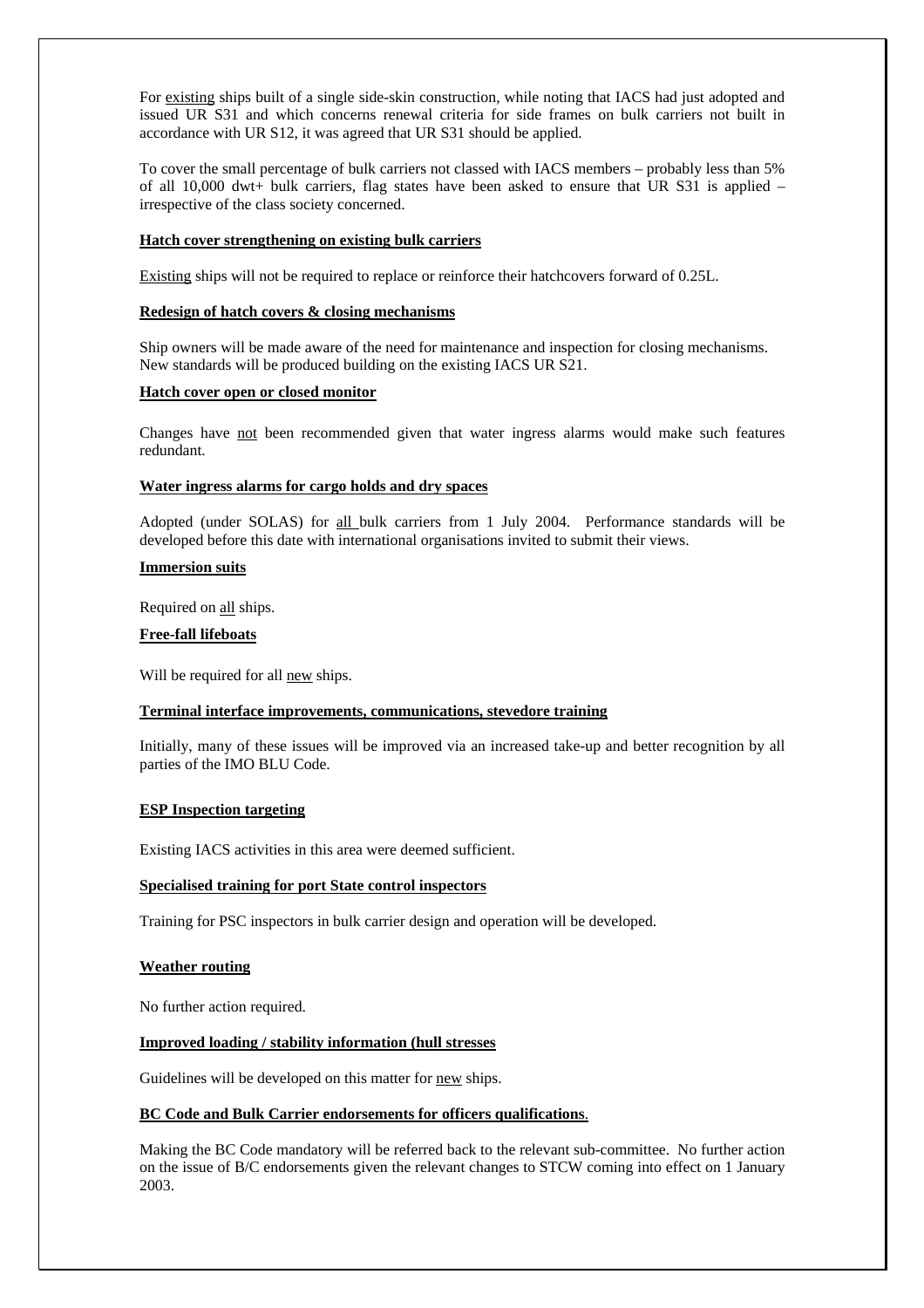For existing ships built of a single side-skin construction, while noting that IACS had just adopted and issued UR S31 and which concerns renewal criteria for side frames on bulk carriers not built in accordance with UR S12, it was agreed that UR S31 should be applied.

To cover the small percentage of bulk carriers not classed with IACS members – probably less than 5% of all 10,000 dwt+ bulk carriers, flag states have been asked to ensure that UR S31 is applied – irrespective of the class society concerned.

**Hatch cover strengthening on existing bulk carriers**

Existing ships will not be required to replace or reinforce their hatchcovers forward of 0.25L.

**Redesign of hatch covers & closing mechanisms**

Ship owners will be made aware of the need for maintenance and inspection for closing mechanisms. New standards will be produced building on the existing IACS UR S21.

**Hatch cover open or closed monitor**

Changes have not been recommended given that water ingress alarms would make such features redundant.

**Water ingress alarms for cargo holds and dry spaces**

Adopted (under SOLAS) for all bulk carriers from 1 July 2004. Performance standards will be developed before this date with international organisations invited to submit their views.

**Immersion suits**

Required on all ships.

**Free-fall lifeboats**

Will be required for all new ships.

**Terminal interface improvements, communications, stevedore training**

Initially, many of these issues will be improved via an increased take-up and better recognition by all parties of the IMO BLU Code.

**ESP Inspection targeting**

Existing IACS activities in this area were deemed sufficient.

**Specialised training for port State control inspectors**

Training for PSC inspectors in bulk carrier design and operation will be developed.

**Weather routing**

No further action required.

**Improved loading / stability information (hull stresses**

Guidelines will be developed on this matter for new ships.

**BC Code and Bulk Carrier endorsements for officers qualifications**.

Making the BC Code mandatory will be referred back to the relevant sub-committee. No further action on the issue of B/C endorsements given the relevant changes to STCW coming into effect on 1 January 2003.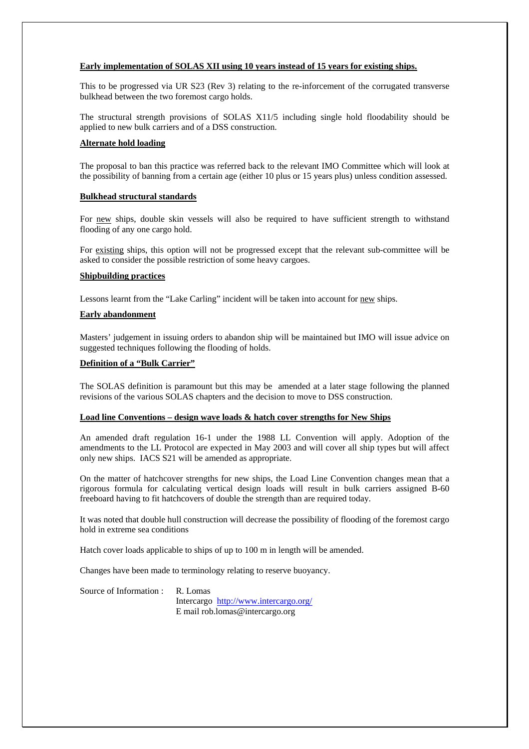**Early implementation of SOLAS XII using 10 years instead of 15 years for existing ships.**

This to be progressed via UR S23 (Rev 3) relating to the re-inforcement of the corrugated transverse bulkhead between the two foremost cargo holds.

The structural strength provisions of SOLAS X11/5 including single hold floodability should be applied to new bulk carriers and of a DSS construction.

**Alternate hold loading**

The proposal to ban this practice was referred back to the relevant IMO Committee which will look at the possibility of banning from a certain age (either 10 plus or 15 years plus) unless condition assessed.

**Bulkhead structural standards**

For new ships, double skin vessels will also be required to have sufficient strength to withstand flooding of any one cargo hold.

For existing ships, this option will not be progressed except that the relevant sub-committee will be asked to consider the possible restriction of some heavy cargoes.

**Shipbuilding practices**

Lessons learnt from the "Lake Carling" incident will be taken into account for new ships.

**Early abandonment**

Masters' judgement in issuing orders to abandon ship will be maintained but IMO will issue advice on suggested techniques following the flooding of holds.

**Definition of a "Bulk Carrier"**

The SOLAS definition is paramount but this may be amended at a later stage following the planned revisions of the various SOLAS chapters and the decision to move to DSS construction.

**Load line Conventions – design wave loads & hatch cover strengths for New Ships**

An amended draft regulation 16-1 under the 1988 LL Convention will apply. Adoption of the amendments to the LL Protocol are expected in May 2003 and will cover all ship types but will affect only new ships. IACS S21 will be amended as appropriate.

On the matter of hatchcover strengths for new ships, the Load Line Convention changes mean that a rigorous formula for calculating vertical design loads will result in bulk carriers assigned B-60 freeboard having to fit hatchcovers of double the strength than are required today.

It was noted that double hull construction will decrease the possibility of flooding of the foremost cargo hold in extreme sea conditions

Hatch cover loads applicable to ships of up to 100 m in length will be amended.

Changes have been made to terminology relating to reserve buoyancy.

Source of Information : R. Lomas
Intercargo http://www.intercargo.org/
E mail rob.lomas@intercargo.org